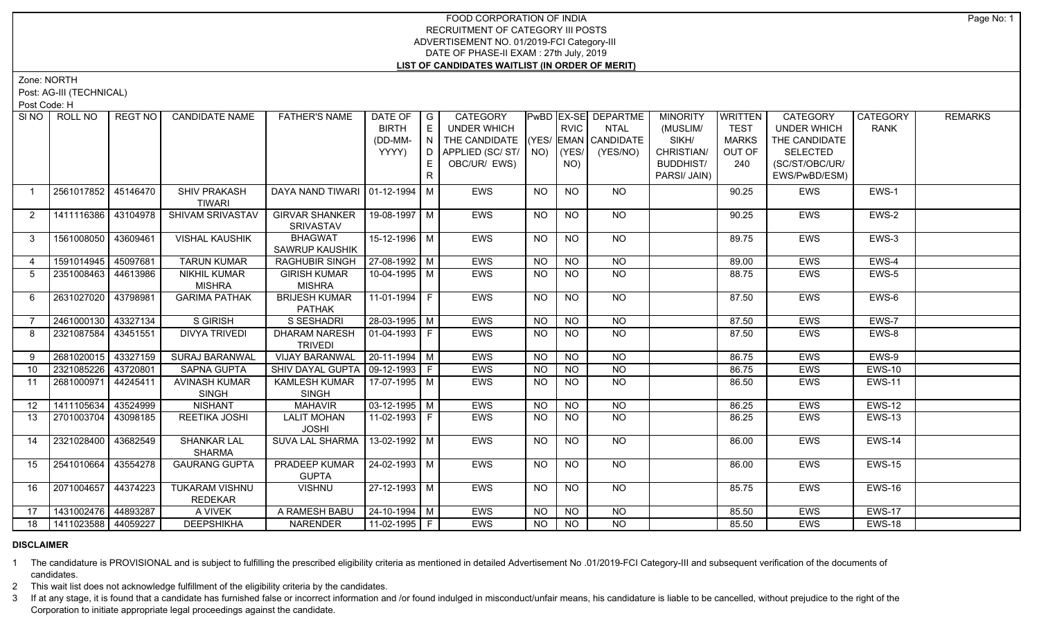# FOOD CORPORATION OF INDIA
## RECRUITMENT OF CATEGORY III POSTS
## ADVERTISEMENT NO. 01/2019-FCI Category-III
## DATE OF PHASE-II EXAM : 27th July, 2019
## LIST OF CANDIDATES WAITLIST (IN ORDER OF MERIT)

Zone: NORTH

Post: AG-III (TECHNICAL)

Post Code: H

| Sl NO | ROLL NO | REGT NO | CANDIDATE NAME | FATHER'S NAME | DATE OF BIRTH (DD-MM-YYYY) | GENDER | CATEGORY UNDER WHICH THE CANDIDATE APPLIED (SC/ ST/ OBC/UR/ EWS) | PwBD (YES/ NO) | EX-SERVICEMAN (YES/ NO) | DEPARTMENTAL CANDIDATE (YES/NO) | MINORITY (MUSLIM/ SIKH/ CHRISTIAN/ BUDDHIST/ PARSI/ JAIN) | WRITTEN TEST MARKS OUT OF 240 | CATEGORY UNDER WHICH THE CANDIDATE SELECTED (SC/ST/OBC/UR/ EWS/PwBD/ESM) | CATEGORY RANK | REMARKS |
|---|---|---|---|---|---|---|---|---|---|---|---|---|---|---|---|
| 1 | 2561017852 | 45146470 | SHIV PRAKASH TIWARI | DAYA NAND TIWARI | 01-12-1994 | M | EWS | NO | NO | NO | | 90.25 | EWS | EWS-1 | |
| 2 | 1411116386 | 43104978 | SHIVAM SRIVASTAV | GIRVAR SHANKER SRIVASTAV | 19-08-1997 | M | EWS | NO | NO | NO | | 90.25 | EWS | EWS-2 | |
| 3 | 1561008050 | 43609461 | VISHAL KAUSHIK | BHAGWAT SAWRUP KAUSHIK | 15-12-1996 | M | EWS | NO | NO | NO | | 89.75 | EWS | EWS-3 | |
| 4 | 1591014945 | 45097681 | TARUN KUMAR | RAGHUBIR SINGH | 27-08-1992 | M | EWS | NO | NO | NO | | 89.00 | EWS | EWS-4 | |
| 5 | 2351008463 | 44613986 | NIKHIL KUMAR MISHRA | GIRISH KUMAR MISHRA | 10-04-1995 | M | EWS | NO | NO | NO | | 88.75 | EWS | EWS-5 | |
| 6 | 2631027020 | 43798981 | GARIMA PATHAK | BRIJESH KUMAR PATHAK | 11-01-1994 | F | EWS | NO | NO | NO | | 87.50 | EWS | EWS-6 | |
| 7 | 2461000130 | 43327134 | S GIRISH | S SESHADRI | 28-03-1995 | M | EWS | NO | NO | NO | | 87.50 | EWS | EWS-7 | |
| 8 | 2321087584 | 43451551 | DIVYA TRIVEDI | DHARAM NARESH TRIVEDI | 01-04-1993 | F | EWS | NO | NO | NO | | 87.50 | EWS | EWS-8 | |
| 9 | 2681020015 | 43327159 | SURAJ BARANWAL | VIJAY BARANWAL | 20-11-1994 | M | EWS | NO | NO | NO | | 86.75 | EWS | EWS-9 | |
| 10 | 2321085226 | 43720801 | SAPNA GUPTA | SHIV DAYAL GUPTA | 09-12-1993 | F | EWS | NO | NO | NO | | 86.75 | EWS | EWS-10 | |
| 11 | 2681000971 | 44245411 | AVINASH KUMAR SINGH | KAMLESH KUMAR SINGH | 17-07-1995 | M | EWS | NO | NO | NO | | 86.50 | EWS | EWS-11 | |
| 12 | 1411105634 | 43524999 | NISHANT | MAHAVIR | 03-12-1995 | M | EWS | NO | NO | NO | | 86.25 | EWS | EWS-12 | |
| 13 | 2701003704 | 43098185 | REETIKA JOSHI | LALIT MOHAN JOSHI | 11-02-1993 | F | EWS | NO | NO | NO | | 86.25 | EWS | EWS-13 | |
| 14 | 2321028400 | 43682549 | SHANKAR LAL SHARMA | SUVA LAL SHARMA | 13-02-1992 | M | EWS | NO | NO | NO | | 86.00 | EWS | EWS-14 | |
| 15 | 2541010664 | 43554278 | GAURANG GUPTA | PRADEEP KUMAR GUPTA | 24-02-1993 | M | EWS | NO | NO | NO | | 86.00 | EWS | EWS-15 | |
| 16 | 2071004657 | 44374223 | TUKARAM VISHNU REDEKAR | VISHNU | 27-12-1993 | M | EWS | NO | NO | NO | | 85.75 | EWS | EWS-16 | |
| 17 | 1431002476 | 44893287 | A VIVEK | A RAMESH BABU | 24-10-1994 | M | EWS | NO | NO | NO | | 85.50 | EWS | EWS-17 | |
| 18 | 1411023588 | 44059227 | DEEPSHIKHA | NARENDER | 11-02-1995 | F | EWS | NO | NO | NO | | 85.50 | EWS | EWS-18 | |

**DISCLAIMER**

1 The candidature is PROVISIONAL and is subject to fulfilling the prescribed eligibility criteria as mentioned in detailed Advertisement No .01/2019-FCI Category-III and subsequent verification of the documents of candidates.

2 This wait list does not acknowledge fulfillment of the eligibility criteria by the candidates.

3 If at any stage, it is found that a candidate has furnished false or incorrect information and /or found indulged in misconduct/unfair means, his candidature is liable to be cancelled, without prejudice to the right of the Corporation to initiate appropriate legal proceedings against the candidate.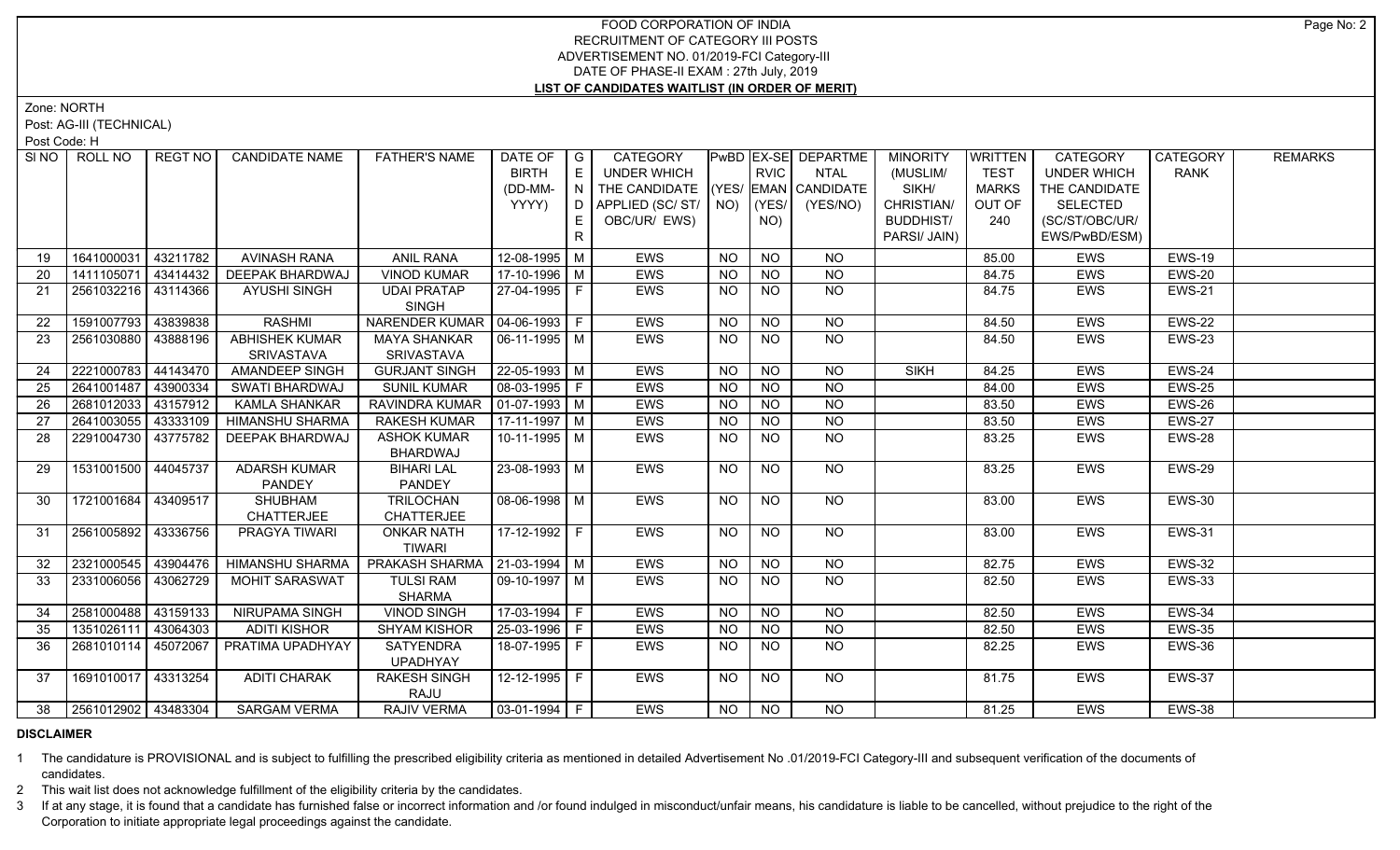# FOOD CORPORATION OF INDIA
## RECRUITMENT OF CATEGORY III POSTS
## ADVERTISEMENT NO. 01/2019-FCI Category-III
## DATE OF PHASE-II EXAM : 27th July, 2019
## LIST OF CANDIDATES WAITLIST (IN ORDER OF MERIT)

Zone: NORTH

Post: AG-III (TECHNICAL)

Post Code: H

| SI NO | ROLL NO | REGT NO | CANDIDATE NAME | FATHER'S NAME | DATE OF BIRTH (DD-MM-YYYY) | GENDER | CATEGORY UNDER WHICH THE CANDIDATE APPLIED (SC/ ST/ OBC/UR/ EWS) | PwBD (YES/ NO) | EX-SERVICEMAN (YES/ NO) | DEPARTMENTAL CANDIDATE (YES/NO) | MINORITY (MUSLIM/ SIKH/ CHRISTIAN/ BUDDHIST/ PARSI/ JAIN) | WRITTEN TEST MARKS OUT OF 240 | CATEGORY UNDER WHICH THE CANDIDATE SELECTED (SC/ST/OBC/UR/ EWS/PwBD/ESM) | CATEGORY RANK | REMARKS |
|---|---|---|---|---|---|---|---|---|---|---|---|---|---|---|---|
| 19 | 1641000031 | 43211782 | AVINASH RANA | ANIL RANA | 12-08-1995 | M | EWS | NO | NO | NO | | 85.00 | EWS | EWS-19 | |
| 20 | 1411105071 | 43414432 | DEEPAK BHARDWAJ | VINOD KUMAR | 17-10-1996 | M | EWS | NO | NO | NO | | 84.75 | EWS | EWS-20 | |
| 21 | 2561032216 | 43114366 | AYUSHI SINGH | UDAI PRATAP SINGH | 27-04-1995 | F | EWS | NO | NO | NO | | 84.75 | EWS | EWS-21 | |
| 22 | 1591007793 | 43839838 | RASHMI | NARENDER KUMAR | 04-06-1993 | F | EWS | NO | NO | NO | | 84.50 | EWS | EWS-22 | |
| 23 | 2561030880 | 43888196 | ABHISHEK KUMAR SRIVASTAVA | MAYA SHANKAR SRIVASTAVA | 06-11-1995 | M | EWS | NO | NO | NO | | 84.50 | EWS | EWS-23 | |
| 24 | 2221000783 | 44143470 | AMANDEEP SINGH | GURJANT SINGH | 22-05-1993 | M | EWS | NO | NO | NO | SIKH | 84.25 | EWS | EWS-24 | |
| 25 | 2641001487 | 43900334 | SWATI BHARDWAJ | SUNIL KUMAR | 08-03-1995 | F | EWS | NO | NO | NO | | 84.00 | EWS | EWS-25 | |
| 26 | 2681012033 | 43157912 | KAMLA SHANKAR | RAVINDRA KUMAR | 01-07-1993 | M | EWS | NO | NO | NO | | 83.50 | EWS | EWS-26 | |
| 27 | 2641003055 | 43333109 | HIMANSHU SHARMA | RAKESH KUMAR | 17-11-1997 | M | EWS | NO | NO | NO | | 83.50 | EWS | EWS-27 | |
| 28 | 2291004730 | 43775782 | DEEPAK BHARDWAJ | ASHOK KUMAR BHARDWAJ | 10-11-1995 | M | EWS | NO | NO | NO | | 83.25 | EWS | EWS-28 | |
| 29 | 1531001500 | 44045737 | ADARSH KUMAR PANDEY | BIHARI LAL PANDEY | 23-08-1993 | M | EWS | NO | NO | NO | | 83.25 | EWS | EWS-29 | |
| 30 | 1721001684 | 43409517 | SHUBHAM CHATTERJEE | TRILOCHAN CHATTERJEE | 08-06-1998 | M | EWS | NO | NO | NO | | 83.00 | EWS | EWS-30 | |
| 31 | 2561005892 | 43336756 | PRAGYA TIWARI | ONKAR NATH TIWARI | 17-12-1992 | F | EWS | NO | NO | NO | | 83.00 | EWS | EWS-31 | |
| 32 | 2321000545 | 43904476 | HIMANSHU SHARMA | PRAKASH SHARMA | 21-03-1994 | M | EWS | NO | NO | NO | | 82.75 | EWS | EWS-32 | |
| 33 | 2331006056 | 43062729 | MOHIT SARASWAT | TULSI RAM SHARMA | 09-10-1997 | M | EWS | NO | NO | NO | | 82.50 | EWS | EWS-33 | |
| 34 | 2581000488 | 43159133 | NIRUPAMA SINGH | VINOD SINGH | 17-03-1994 | F | EWS | NO | NO | NO | | 82.50 | EWS | EWS-34 | |
| 35 | 1351026111 | 43064303 | ADITI KISHOR | SHYAM KISHOR | 25-03-1996 | F | EWS | NO | NO | NO | | 82.50 | EWS | EWS-35 | |
| 36 | 2681010114 | 45072067 | PRATIMA UPADHYAY | SATYENDRA UPADHYAY | 18-07-1995 | F | EWS | NO | NO | NO | | 82.25 | EWS | EWS-36 | |
| 37 | 1691010017 | 43313254 | ADITI CHARAK | RAKESH SINGH RAJU | 12-12-1995 | F | EWS | NO | NO | NO | | 81.75 | EWS | EWS-37 | |
| 38 | 2561012902 | 43483304 | SARGAM VERMA | RAJIV VERMA | 03-01-1994 | F | EWS | NO | NO | NO | | 81.25 | EWS | EWS-38 | |

**DISCLAIMER**

1 The candidature is PROVISIONAL and is subject to fulfilling the prescribed eligibility criteria as mentioned in detailed Advertisement No .01/2019-FCI Category-III and subsequent verification of the documents of candidates.

2 This wait list does not acknowledge fulfillment of the eligibility criteria by the candidates.

3 If at any stage, it is found that a candidate has furnished false or incorrect information and /or found indulged in misconduct/unfair means, his candidature is liable to be cancelled, without prejudice to the right of the Corporation to initiate appropriate legal proceedings against the candidate.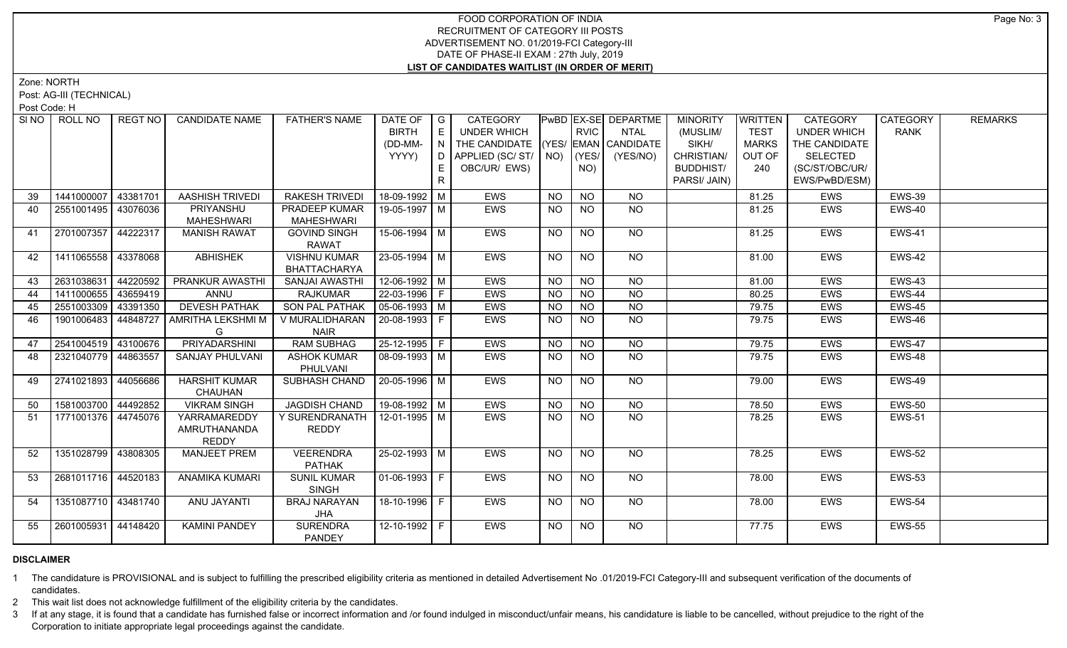FOOD CORPORATION OF INDIA
RECRUITMENT OF CATEGORY III POSTS
ADVERTISEMENT NO. 01/2019-FCI Category-III
DATE OF PHASE-II EXAM : 27th July, 2019
**LIST OF CANDIDATES WAITLIST (IN ORDER OF MERIT)**

Zone: NORTH
Post: AG-III (TECHNICAL)
Post Code: H

| SI NO | ROLL NO | REGT NO | CANDIDATE NAME | FATHER'S NAME | DATE OF BIRTH (DD-MM-YYYY) | GENDER | CATEGORY UNDER WHICH THE CANDIDATE APPLIED (SC/ ST/ OBC/UR/ EWS) | PwBD (YES/ NO) | EX-SERVICEMAN (YES/ NO) | DEPARTMENTAL CANDIDATE (YES/NO) | MINORITY (MUSLIM/ SIKH/ CHRISTIAN/ BUDDHIST/ PARSI/ JAIN) | WRITTEN TEST MARKS OUT OF 240 | CATEGORY UNDER WHICH THE CANDIDATE SELECTED (SC/ST/OBC/UR/ EWS/PwBD/ESM) | CATEGORY RANK | REMARKS |
|---|---|---|---|---|---|---|---|---|---|---|---|---|---|---|---|
| 39 | 1441000007 | 43381701 | AASHISH TRIVEDI | RAKESH TRIVEDI | 18-09-1992 | M | EWS | NO | NO | NO | | 81.25 | EWS | EWS-39 | |
| 40 | 2551001495 | 43076036 | PRIYANSHU MAHESHWARI | PRADEEP KUMAR MAHESHWARI | 19-05-1997 | M | EWS | NO | NO | NO | | 81.25 | EWS | EWS-40 | |
| 41 | 2701007357 | 44222317 | MANISH RAWAT | GOVIND SINGH RAWAT | 15-06-1994 | M | EWS | NO | NO | NO | | 81.25 | EWS | EWS-41 | |
| 42 | 1411065558 | 43378068 | ABHISHEK | VISHNU KUMAR BHATTACHARYA | 23-05-1994 | M | EWS | NO | NO | NO | | 81.00 | EWS | EWS-42 | |
| 43 | 2631038631 | 44220592 | PRANKUR AWASTHI | SANJAI AWASTHI | 12-06-1992 | M | EWS | NO | NO | NO | | 81.00 | EWS | EWS-43 | |
| 44 | 1411000655 | 43659419 | ANNU | RAJKUMAR | 22-03-1996 | F | EWS | NO | NO | NO | | 80.25 | EWS | EWS-44 | |
| 45 | 2551003309 | 43391350 | DEVESH PATHAK | SON PAL PATHAK | 05-06-1993 | M | EWS | NO | NO | NO | | 79.75 | EWS | EWS-45 | |
| 46 | 1901006483 | 44848727 | AMRITHA LEKSHMI M G | V MURALIDHARAN NAIR | 20-08-1993 | F | EWS | NO | NO | NO | | 79.75 | EWS | EWS-46 | |
| 47 | 2541004519 | 43100676 | PRIYADARSHINI | RAM SUBHAG | 25-12-1995 | F | EWS | NO | NO | NO | | 79.75 | EWS | EWS-47 | |
| 48 | 2321040779 | 44863557 | SANJAY PHULVANI | ASHOK KUMAR PHULVANI | 08-09-1993 | M | EWS | NO | NO | NO | | 79.75 | EWS | EWS-48 | |
| 49 | 2741021893 | 44056686 | HARSHIT KUMAR CHAUHAN | SUBHASH CHAND | 20-05-1996 | M | EWS | NO | NO | NO | | 79.00 | EWS | EWS-49 | |
| 50 | 1581003700 | 44492852 | VIKRAM SINGH | JAGDISH CHAND | 19-08-1992 | M | EWS | NO | NO | NO | | 78.50 | EWS | EWS-50 | |
| 51 | 1771001376 | 44745076 | YARRAMAREDDY AMRUTHANANDA REDDY | Y SURENDRANATH REDDY | 12-01-1995 | M | EWS | NO | NO | NO | | 78.25 | EWS | EWS-51 | |
| 52 | 1351028799 | 43808305 | MANJEET PREM | VEERENDRA PATHAK | 25-02-1993 | M | EWS | NO | NO | NO | | 78.25 | EWS | EWS-52 | |
| 53 | 2681011716 | 44520183 | ANAMIKA KUMARI | SUNIL KUMAR SINGH | 01-06-1993 | F | EWS | NO | NO | NO | | 78.00 | EWS | EWS-53 | |
| 54 | 1351087710 | 43481740 | ANU JAYANTI | BRAJ NARAYAN JHA | 18-10-1996 | F | EWS | NO | NO | NO | | 78.00 | EWS | EWS-54 | |
| 55 | 2601005931 | 44148420 | KAMINI PANDEY | SURENDRA PANDEY | 12-10-1992 | F | EWS | NO | NO | NO | | 77.75 | EWS | EWS-55 | |

**DISCLAIMER**

1 The candidature is PROVISIONAL and is subject to fulfilling the prescribed eligibility criteria as mentioned in detailed Advertisement No .01/2019-FCI Category-III and subsequent verification of the documents of candidates.

2 This wait list does not acknowledge fulfillment of the eligibility criteria by the candidates.

3 If at any stage, it is found that a candidate has furnished false or incorrect information and /or found indulged in misconduct/unfair means, his candidature is liable to be cancelled, without prejudice to the right of the Corporation to initiate appropriate legal proceedings against the candidate.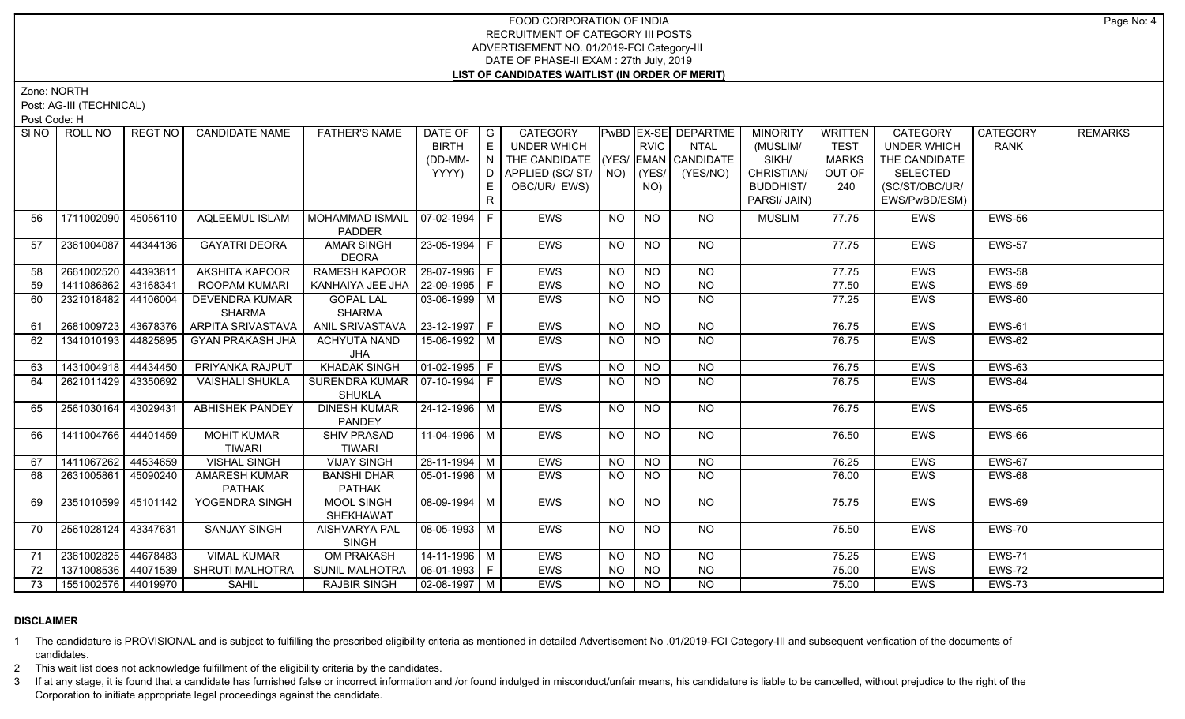FOOD CORPORATION OF INDIA
RECRUITMENT OF CATEGORY III POSTS
ADVERTISEMENT NO. 01/2019-FCI Category-III
DATE OF PHASE-II EXAM : 27th July, 2019
**LIST OF CANDIDATES WAITLIST (IN ORDER OF MERIT)**

Zone: NORTH
Post: AG-III (TECHNICAL)
Post Code: H

| SI NO | ROLL NO | REGT NO | CANDIDATE NAME | FATHER'S NAME | DATE OF BIRTH (DD-MM-YYYY) | GENDER | CATEGORY UNDER WHICH THE CANDIDATE APPLIED (SC/ ST/ OBC/UR/ EWS) | PwBD (YES/ NO) | EX-SERVICEMAN (YES/ NO) | DEPARTMENTAL CANDIDATE (YES/NO) | MINORITY (MUSLIM/ SIKH/ CHRISTIAN/ BUDDHIST/ PARSI/ JAIN) | WRITTEN TEST MARKS OUT OF 240 | CATEGORY UNDER WHICH THE CANDIDATE SELECTED (SC/ST/OBC/UR/ EWS/PwBD/ESM) | CATEGORY RANK | REMARKS |
|---|---|---|---|---|---|---|---|---|---|---|---|---|---|---|---|
| 56 | 1711002090 | 45056110 | AQLEEMUL ISLAM | MOHAMMAD ISMAIL PADDER | 07-02-1994 | F | EWS | NO | NO | NO | MUSLIM | 77.75 | EWS | EWS-56 | |
| 57 | 2361004087 | 44344136 | GAYATRI DEORA | AMAR SINGH DEORA | 23-05-1994 | F | EWS | NO | NO | NO | | 77.75 | EWS | EWS-57 | |
| 58 | 2661002520 | 44393811 | AKSHITA KAPOOR | RAMESH KAPOOR | 28-07-1996 | F | EWS | NO | NO | NO | | 77.75 | EWS | EWS-58 | |
| 59 | 1411086862 | 43168341 | ROOPAM KUMARI | KANHAIYA JEE JHA | 22-09-1995 | F | EWS | NO | NO | NO | | 77.50 | EWS | EWS-59 | |
| 60 | 2321018482 | 44106004 | DEVENDRA KUMAR SHARMA | GOPAL LAL SHARMA | 03-06-1999 | M | EWS | NO | NO | NO | | 77.25 | EWS | EWS-60 | |
| 61 | 2681009723 | 43678376 | ARPITA SRIVASTAVA | ANIL SRIVASTAVA | 23-12-1997 | F | EWS | NO | NO | NO | | 76.75 | EWS | EWS-61 | |
| 62 | 1341010193 | 44825895 | GYAN PRAKASH JHA | ACHYUTA NAND JHA | 15-06-1992 | M | EWS | NO | NO | NO | | 76.75 | EWS | EWS-62 | |
| 63 | 1431004918 | 44434450 | PRIYANKA RAJPUT | KHADAK SINGH | 01-02-1995 | F | EWS | NO | NO | NO | | 76.75 | EWS | EWS-63 | |
| 64 | 2621011429 | 43350692 | VAISHALI SHUKLA | SURENDRA KUMAR SHUKLA | 07-10-1994 | F | EWS | NO | NO | NO | | 76.75 | EWS | EWS-64 | |
| 65 | 2561030164 | 43029431 | ABHISHEK PANDEY | DINESH KUMAR PANDEY | 24-12-1996 | M | EWS | NO | NO | NO | | 76.75 | EWS | EWS-65 | |
| 66 | 1411004766 | 44401459 | MOHIT KUMAR TIWARI | SHIV PRASAD TIWARI | 11-04-1996 | M | EWS | NO | NO | NO | | 76.50 | EWS | EWS-66 | |
| 67 | 1411067262 | 44534659 | VISHAL SINGH | VIJAY SINGH | 28-11-1994 | M | EWS | NO | NO | NO | | 76.25 | EWS | EWS-67 | |
| 68 | 2631005861 | 45090240 | AMARESH KUMAR PATHAK | BANSHI DHAR PATHAK | 05-01-1996 | M | EWS | NO | NO | NO | | 76.00 | EWS | EWS-68 | |
| 69 | 2351010599 | 45101142 | YOGENDRA SINGH | MOOL SINGH SHEKHAWAT | 08-09-1994 | M | EWS | NO | NO | NO | | 75.75 | EWS | EWS-69 | |
| 70 | 2561028124 | 43347631 | SANJAY SINGH | AISHVARYA PAL SINGH | 08-05-1993 | M | EWS | NO | NO | NO | | 75.50 | EWS | EWS-70 | |
| 71 | 2361002825 | 44678483 | VIMAL KUMAR | OM PRAKASH | 14-11-1996 | M | EWS | NO | NO | NO | | 75.25 | EWS | EWS-71 | |
| 72 | 1371008536 | 44071539 | SHRUTI MALHOTRA | SUNIL MALHOTRA | 06-01-1993 | F | EWS | NO | NO | NO | | 75.00 | EWS | EWS-72 | |
| 73 | 1551002576 | 44019970 | SAHIL | RAJBIR SINGH | 02-08-1997 | M | EWS | NO | NO | NO | | 75.00 | EWS | EWS-73 | |

**DISCLAIMER**

1 The candidature is PROVISIONAL and is subject to fulfilling the prescribed eligibility criteria as mentioned in detailed Advertisement No .01/2019-FCI Category-III and subsequent verification of the documents of candidates.
2 This wait list does not acknowledge fulfillment of the eligibility criteria by the candidates.
3 If at any stage, it is found that a candidate has furnished false or incorrect information and /or found indulged in misconduct/unfair means, his candidature is liable to be cancelled, without prejudice to the right of the Corporation to initiate appropriate legal proceedings against the candidate.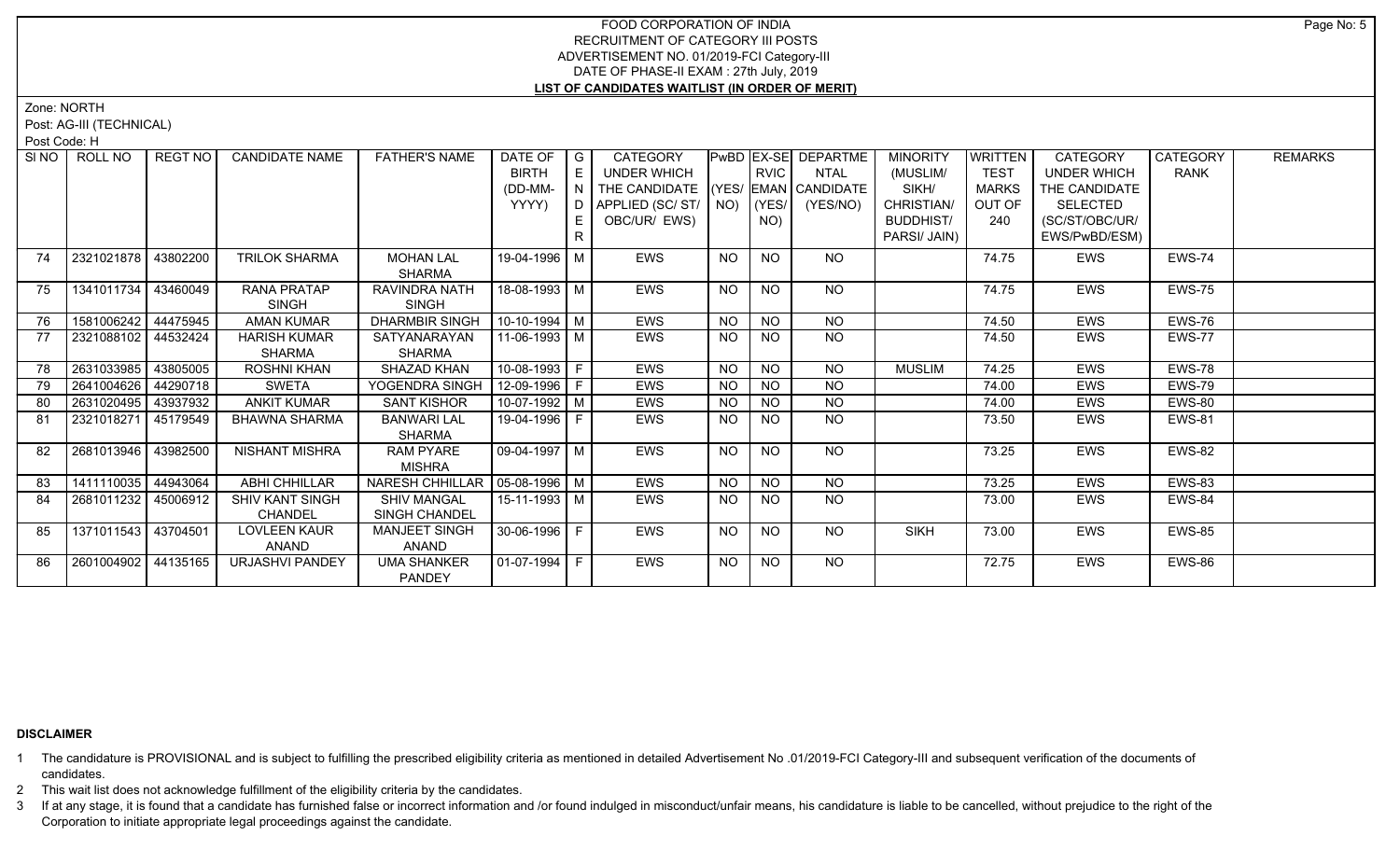# FOOD CORPORATION OF INDIA
## RECRUITMENT OF CATEGORY III POSTS
### ADVERTISEMENT NO. 01/2019-FCI Category-III
### DATE OF PHASE-II EXAM : 27th July, 2019
### LIST OF CANDIDATES WAITLIST (IN ORDER OF MERIT)

Zone: NORTH

Post: AG-III (TECHNICAL)

Post Code: H

| Sl NO | ROLL NO | REGT NO | CANDIDATE NAME | FATHER'S NAME | DATE OF BIRTH (DD-MM-YYYY) | GENDER | CATEGORY UNDER WHICH THE CANDIDATE APPLIED (SC/ ST/ OBC/UR/ EWS) | PwBD (YES/ NO) | EX-SERVICEMAN (YES/ NO) | DEPARTMENTAL CANDIDATE (YES/NO) | MINORITY (MUSLIM/ SIKH/ CHRISTIAN/ BUDDHIST/ PARSI/ JAIN) | WRITTEN TEST MARKS OUT OF 240 | CATEGORY UNDER WHICH THE CANDIDATE SELECTED (SC/ST/OBC/UR/ EWS/PwBD/ESM) | CATEGORY RANK | REMARKS |
|---|---|---|---|---|---|---|---|---|---|---|---|---|---|---|---|
| 74 | 2321021878 | 43802200 | TRILOK SHARMA | MOHAN LAL SHARMA | 19-04-1996 | M | EWS | NO | NO | NO | | 74.75 | EWS | EWS-74 | |
| 75 | 1341011734 | 43460049 | RANA PRATAP SINGH | RAVINDRA NATH SINGH | 18-08-1993 | M | EWS | NO | NO | NO | | 74.75 | EWS | EWS-75 | |
| 76 | 1581006242 | 44475945 | AMAN KUMAR | DHARMBIR SINGH | 10-10-1994 | M | EWS | NO | NO | NO | | 74.50 | EWS | EWS-76 | |
| 77 | 2321088102 | 44532424 | HARISH KUMAR SHARMA | SATYANARAYAN SHARMA | 11-06-1993 | M | EWS | NO | NO | NO | | 74.50 | EWS | EWS-77 | |
| 78 | 2631033985 | 43805005 | ROSHNI KHAN | SHAZAD KHAN | 10-08-1993 | F | EWS | NO | NO | NO | MUSLIM | 74.25 | EWS | EWS-78 | |
| 79 | 2641004626 | 44290718 | SWETA | YOGENDRA SINGH | 12-09-1996 | F | EWS | NO | NO | NO | | 74.00 | EWS | EWS-79 | |
| 80 | 2631020495 | 43937932 | ANKIT KUMAR | SANT KISHOR | 10-07-1992 | M | EWS | NO | NO | NO | | 74.00 | EWS | EWS-80 | |
| 81 | 2321018271 | 45179549 | BHAWNA SHARMA | BANWARI LAL SHARMA | 19-04-1996 | F | EWS | NO | NO | NO | | 73.50 | EWS | EWS-81 | |
| 82 | 2681013946 | 43982500 | NISHANT MISHRA | RAM PYARE MISHRA | 09-04-1997 | M | EWS | NO | NO | NO | | 73.25 | EWS | EWS-82 | |
| 83 | 1411110035 | 44943064 | ABHI CHHILLAR | NARESH CHHILLAR | 05-08-1996 | M | EWS | NO | NO | NO | | 73.25 | EWS | EWS-83 | |
| 84 | 2681011232 | 45006912 | SHIV KANT SINGH CHANDEL | SHIV MANGAL SINGH CHANDEL | 15-11-1993 | M | EWS | NO | NO | NO | | 73.00 | EWS | EWS-84 | |
| 85 | 1371011543 | 43704501 | LOVLEEN KAUR ANAND | MANJEET SINGH ANAND | 30-06-1996 | F | EWS | NO | NO | NO | SIKH | 73.00 | EWS | EWS-85 | |
| 86 | 2601004902 | 44135165 | URJASHVI PANDEY | UMA SHANKER PANDEY | 01-07-1994 | F | EWS | NO | NO | NO | | 72.75 | EWS | EWS-86 | |

**DISCLAIMER**

1. The candidature is PROVISIONAL and is subject to fulfilling the prescribed eligibility criteria as mentioned in detailed Advertisement No .01/2019-FCI Category-III and subsequent verification of the documents of candidates.
2. This wait list does not acknowledge fulfillment of the eligibility criteria by the candidates.
3. If at any stage, it is found that a candidate has furnished false or incorrect information and /or found indulged in misconduct/unfair means, his candidature is liable to be cancelled, without prejudice to the right of the Corporation to initiate appropriate legal proceedings against the candidate.